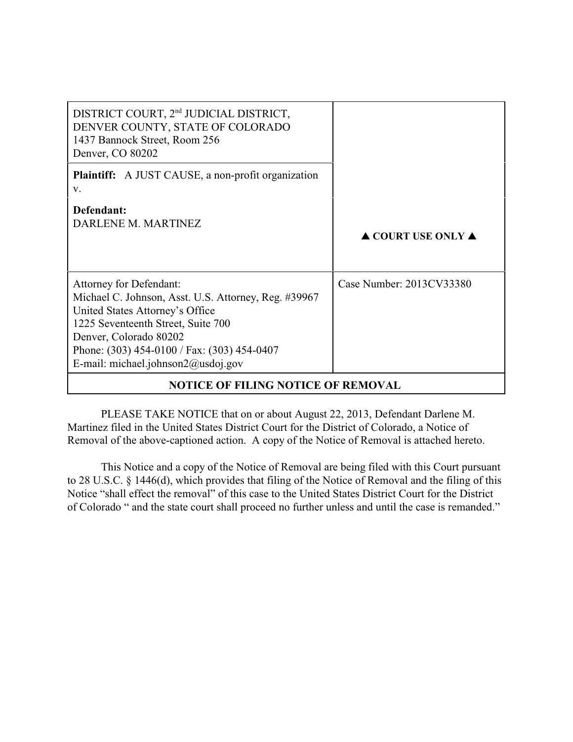| | |
|---|---|
| DISTRICT COURT, 2nd JUDICIAL DISTRICT, DENVER COUNTY, STATE OF COLORADO<br>1437 Bannock Street, Room 256<br>Denver, CO 80202 | |
| **Plaintiff:** A JUST CAUSE, a non-profit organization<br>v.<br><br>**Defendant:**<br>DARLENE M. MARTINEZ | ▲ **COURT USE ONLY** ▲ |
| Attorney for Defendant:<br>Michael C. Johnson, Asst. U.S. Attorney, Reg. #39967<br>United States Attorney's Office<br>1225 Seventeenth Street, Suite 700<br>Denver, Colorado 80202<br>Phone: (303) 454-0100 / Fax: (303) 454-0407<br>E-mail: michael.johnson2@usdoj.gov | Case Number: 2013CV33380 |

**NOTICE OF FILING NOTICE OF REMOVAL**

PLEASE TAKE NOTICE that on or about August 22, 2013, Defendant Darlene M. Martinez filed in the United States District Court for the District of Colorado, a Notice of Removal of the above-captioned action. A copy of the Notice of Removal is attached hereto.

This Notice and a copy of the Notice of Removal are being filed with this Court pursuant to 28 U.S.C. § 1446(d), which provides that filing of the Notice of Removal and the filing of this Notice "shall effect the removal" of this case to the United States District Court for the District of Colorado " and the state court shall proceed no further unless and until the case is remanded."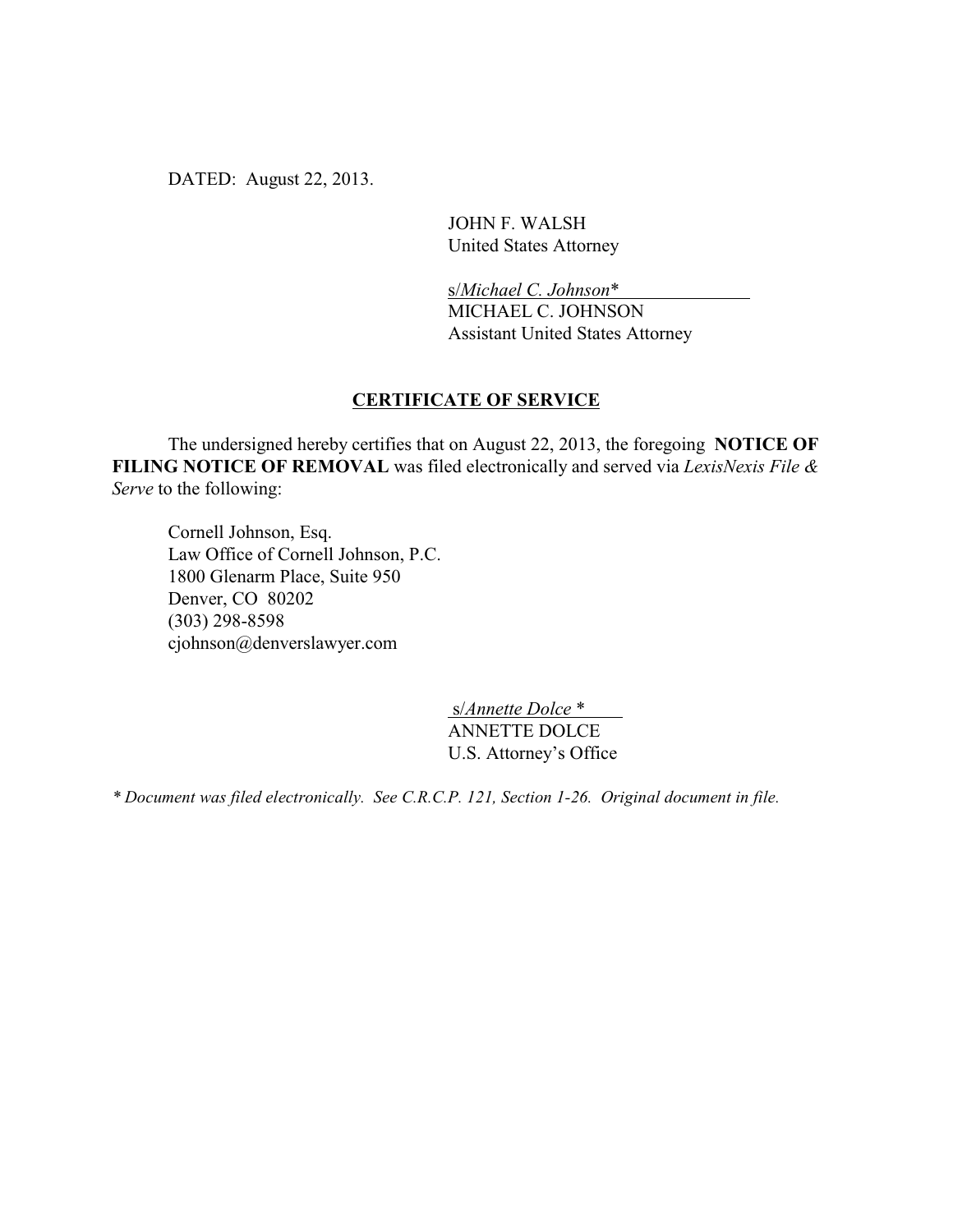DATED: August 22, 2013.

JOHN F. WALSH
United States Attorney

s/*Michael C. Johnson**
MICHAEL C. JOHNSON
Assistant United States Attorney

## CERTIFICATE OF SERVICE

The undersigned hereby certifies that on August 22, 2013, the foregoing **NOTICE OF FILING NOTICE OF REMOVAL** was filed electronically and served via *LexisNexis File & Serve* to the following:

Cornell Johnson, Esq.
Law Office of Cornell Johnson, P.C.
1800 Glenarm Place, Suite 950
Denver, CO 80202
(303) 298-8598
cjohnson@denverslawyer.com

s/*Annette Dolce* *
ANNETTE DOLCE
U.S. Attorney's Office

*\* Document was filed electronically. See C.R.C.P. 121, Section 1-26. Original document in file.*